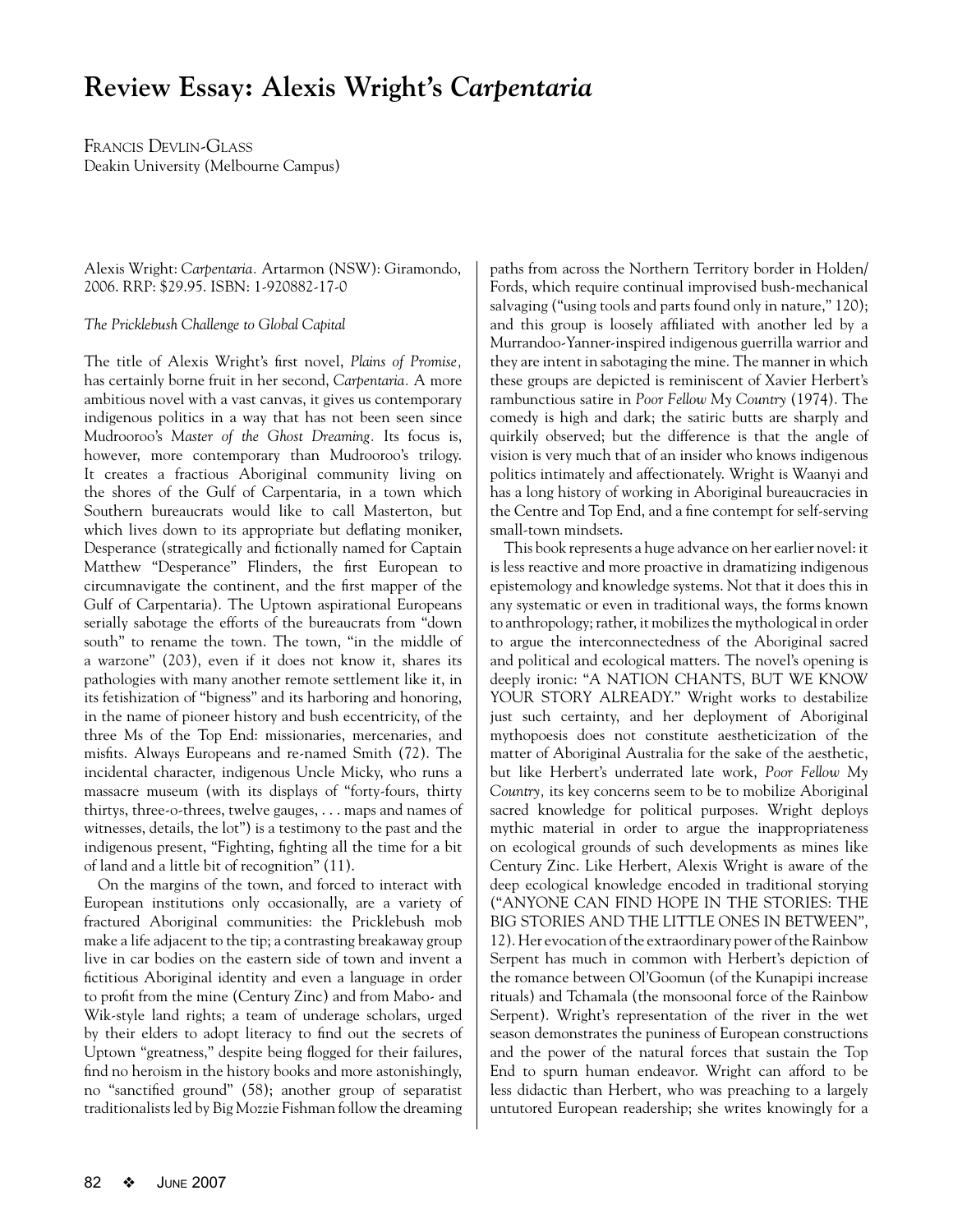# Review Essay: Alexis Wright's *Carpentaria*

Francis Devlin-Glass
Deakin University (Melbourne Campus)

Alexis Wright: *Carpentaria.* Artarmon (NSW): Giramondo, 2006. RRP: $29.95. ISBN: 1-920882-17-0

*The Pricklebush Challenge to Global Capital*

The title of Alexis Wright's first novel, *Plains of Promise,* has certainly borne fruit in her second, *Carpentaria.* A more ambitious novel with a vast canvas, it gives us contemporary indigenous politics in a way that has not been seen since Mudrooroo's *Master of the Ghost Dreaming.* Its focus is, however, more contemporary than Mudrooroo's trilogy. It creates a fractious Aboriginal community living on the shores of the Gulf of Carpentaria, in a town which Southern bureaucrats would like to call Masterton, but which lives down to its appropriate but deflating moniker, Desperance (strategically and fictionally named for Captain Matthew "Desperance" Flinders, the first European to circumnavigate the continent, and the first mapper of the Gulf of Carpentaria). The Uptown aspirational Europeans serially sabotage the efforts of the bureaucrats from "down south" to rename the town. The town, "in the middle of a warzone" (203), even if it does not know it, shares its pathologies with many another remote settlement like it, in its fetishization of "bigness" and its harboring and honoring, in the name of pioneer history and bush eccentricity, of the three Ms of the Top End: missionaries, mercenaries, and misfits. Always Europeans and re-named Smith (72). The incidental character, indigenous Uncle Micky, who runs a massacre museum (with its displays of "forty-fours, thirty thirtys, three-o-threes, twelve gauges, . . . maps and names of witnesses, details, the lot") is a testimony to the past and the indigenous present, "Fighting, fighting all the time for a bit of land and a little bit of recognition" (11).

On the margins of the town, and forced to interact with European institutions only occasionally, are a variety of fractured Aboriginal communities: the Pricklebush mob make a life adjacent to the tip; a contrasting breakaway group live in car bodies on the eastern side of town and invent a fictitious Aboriginal identity and even a language in order to profit from the mine (Century Zinc) and from Mabo- and Wik-style land rights; a team of underage scholars, urged by their elders to adopt literacy to find out the secrets of Uptown "greatness," despite being flogged for their failures, find no heroism in the history books and more astonishingly, no "sanctified ground" (58); another group of separatist traditionalists led by Big Mozzie Fishman follow the dreaming paths from across the Northern Territory border in Holden/Fords, which require continual improvised bush-mechanical salvaging ("using tools and parts found only in nature," 120); and this group is loosely affiliated with another led by a Murrandoo-Yanner-inspired indigenous guerrilla warrior and they are intent in sabotaging the mine. The manner in which these groups are depicted is reminiscent of Xavier Herbert's rambunctious satire in *Poor Fellow My Country* (1974). The comedy is high and dark; the satiric butts are sharply and quirkily observed; but the difference is that the angle of vision is very much that of an insider who knows indigenous politics intimately and affectionately. Wright is Waanyi and has a long history of working in Aboriginal bureaucracies in the Centre and Top End, and a fine contempt for self-serving small-town mindsets.

This book represents a huge advance on her earlier novel: it is less reactive and more proactive in dramatizing indigenous epistemology and knowledge systems. Not that it does this in any systematic or even in traditional ways, the forms known to anthropology; rather, it mobilizes the mythological in order to argue the interconnectedness of the Aboriginal sacred and political and ecological matters. The novel's opening is deeply ironic: "A NATION CHANTS, BUT WE KNOW YOUR STORY ALREADY." Wright works to destabilize just such certainty, and her deployment of Aboriginal mythopoesis does not constitute aestheticization of the matter of Aboriginal Australia for the sake of the aesthetic, but like Herbert's underrated late work, *Poor Fellow My Country,* its key concerns seem to be to mobilize Aboriginal sacred knowledge for political purposes. Wright deploys mythic material in order to argue the inappropriateness on ecological grounds of such developments as mines like Century Zinc. Like Herbert, Alexis Wright is aware of the deep ecological knowledge encoded in traditional storying ("ANYONE CAN FIND HOPE IN THE STORIES: THE BIG STORIES AND THE LITTLE ONES IN BETWEEN", 12). Her evocation of the extraordinary power of the Rainbow Serpent has much in common with Herbert's depiction of the romance between Ol'Goomun (of the Kunapipi increase rituals) and Tchamala (the monsoonal force of the Rainbow Serpent). Wright's representation of the river in the wet season demonstrates the puniness of European constructions and the power of the natural forces that sustain the Top End to spurn human endeavor. Wright can afford to be less didactic than Herbert, who was preaching to a largely untutored European readership; she writes knowingly for a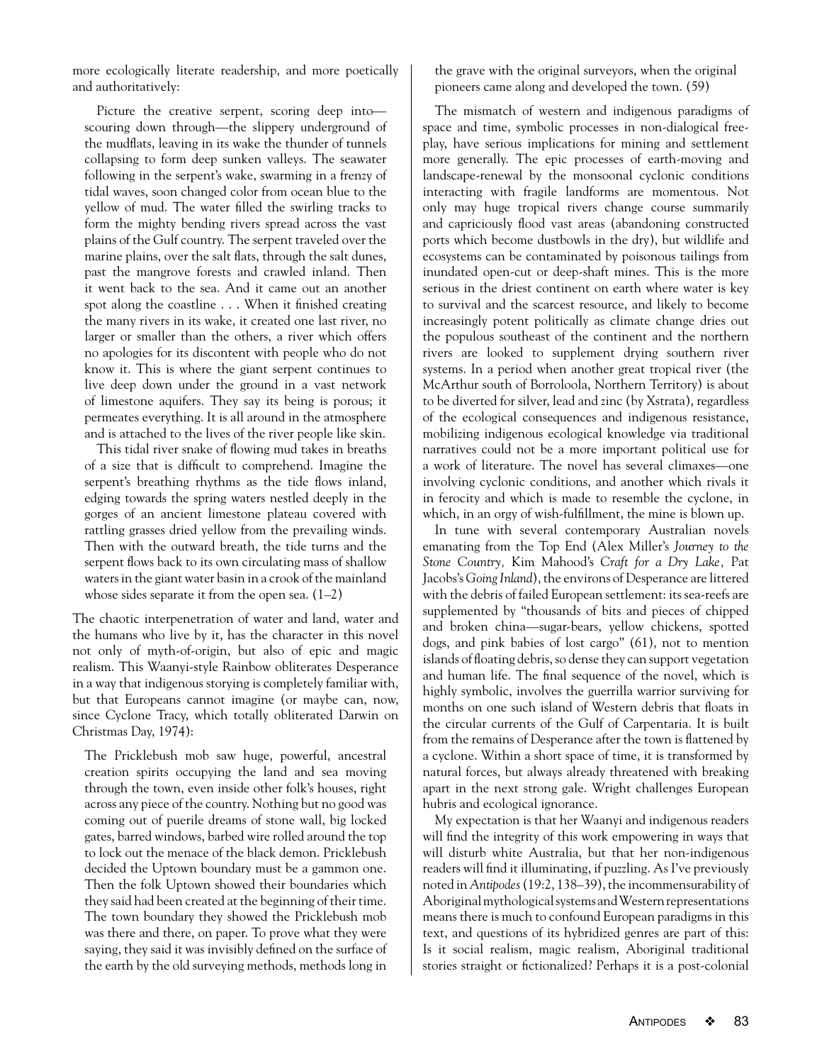more ecologically literate readership, and more poetically and authoritatively:

> Picture the creative serpent, scoring deep into—scouring down through—the slippery underground of the mudflats, leaving in its wake the thunder of tunnels collapsing to form deep sunken valleys. The seawater following in the serpent's wake, swarming in a frenzy of tidal waves, soon changed color from ocean blue to the yellow of mud. The water filled the swirling tracks to form the mighty bending rivers spread across the vast plains of the Gulf country. The serpent traveled over the marine plains, over the salt flats, through the salt dunes, past the mangrove forests and crawled inland. Then it went back to the sea. And it came out an another spot along the coastline . . . When it finished creating the many rivers in its wake, it created one last river, no larger or smaller than the others, a river which offers no apologies for its discontent with people who do not know it. This is where the giant serpent continues to live deep down under the ground in a vast network of limestone aquifers. They say its being is porous; it permeates everything. It is all around in the atmosphere and is attached to the lives of the river people like skin.
>
> This tidal river snake of flowing mud takes in breaths of a size that is difficult to comprehend. Imagine the serpent's breathing rhythms as the tide flows inland, edging towards the spring waters nestled deeply in the gorges of an ancient limestone plateau covered with rattling grasses dried yellow from the prevailing winds. Then with the outward breath, the tide turns and the serpent flows back to its own circulating mass of shallow waters in the giant water basin in a crook of the mainland whose sides separate it from the open sea. (1–2)

The chaotic interpenetration of water and land, water and the humans who live by it, has the character in this novel not only of myth-of-origin, but also of epic and magic realism. This Waanyi-style Rainbow obliterates Desperance in a way that indigenous storying is completely familiar with, but that Europeans cannot imagine (or maybe can, now, since Cyclone Tracy, which totally obliterated Darwin on Christmas Day, 1974):

> The Pricklebush mob saw huge, powerful, ancestral creation spirits occupying the land and sea moving through the town, even inside other folk's houses, right across any piece of the country. Nothing but no good was coming out of puerile dreams of stone wall, big locked gates, barred windows, barbed wire rolled around the top to lock out the menace of the black demon. Pricklebush decided the Uptown boundary must be a gammon one. Then the folk Uptown showed their boundaries which they said had been created at the beginning of their time. The town boundary they showed the Pricklebush mob was there and there, on paper. To prove what they were saying, they said it was invisibly defined on the surface of the earth by the old surveying methods, methods long in the grave with the original surveyors, when the original pioneers came along and developed the town. (59)

The mismatch of western and indigenous paradigms of space and time, symbolic processes in non-dialogical free-play, have serious implications for mining and settlement more generally. The epic processes of earth-moving and landscape-renewal by the monsoonal cyclonic conditions interacting with fragile landforms are momentous. Not only may huge tropical rivers change course summarily and capriciously flood vast areas (abandoning constructed ports which become dustbowls in the dry), but wildlife and ecosystems can be contaminated by poisonous tailings from inundated open-cut or deep-shaft mines. This is the more serious in the driest continent on earth where water is key to survival and the scarcest resource, and likely to become increasingly potent politically as climate change dries out the populous southeast of the continent and the northern rivers are looked to supplement drying southern river systems. In a period when another great tropical river (the McArthur south of Borroloola, Northern Territory) is about to be diverted for silver, lead and zinc (by Xstrata), regardless of the ecological consequences and indigenous resistance, mobilizing indigenous ecological knowledge via traditional narratives could not be a more important political use for a work of literature. The novel has several climaxes—one involving cyclonic conditions, and another which rivals it in ferocity and which is made to resemble the cyclone, in which, in an orgy of wish-fulfillment, the mine is blown up.

In tune with several contemporary Australian novels emanating from the Top End (Alex Miller's *Journey to the Stone Country,* Kim Mahood's *Craft for a Dry Lake,* Pat Jacobs's *Going Inland*), the environs of Desperance are littered with the debris of failed European settlement: its sea-reefs are supplemented by "thousands of bits and pieces of chipped and broken china—sugar-bears, yellow chickens, spotted dogs, and pink babies of lost cargo" (61), not to mention islands of floating debris, so dense they can support vegetation and human life. The final sequence of the novel, which is highly symbolic, involves the guerrilla warrior surviving for months on one such island of Western debris that floats in the circular currents of the Gulf of Carpentaria. It is built from the remains of Desperance after the town is flattened by a cyclone. Within a short space of time, it is transformed by natural forces, but always already threatened with breaking apart in the next strong gale. Wright challenges European hubris and ecological ignorance.

My expectation is that her Waanyi and indigenous readers will find the integrity of this work empowering in ways that will disturb white Australia, but that her non-indigenous readers will find it illuminating, if puzzling. As I've previously noted in *Antipodes* (19:2, 138–39), the incommensurability of Aboriginal mythological systems and Western representations means there is much to confound European paradigms in this text, and questions of its hybridized genres are part of this: Is it social realism, magic realism, Aboriginal traditional stories straight or fictionalized? Perhaps it is a post-colonial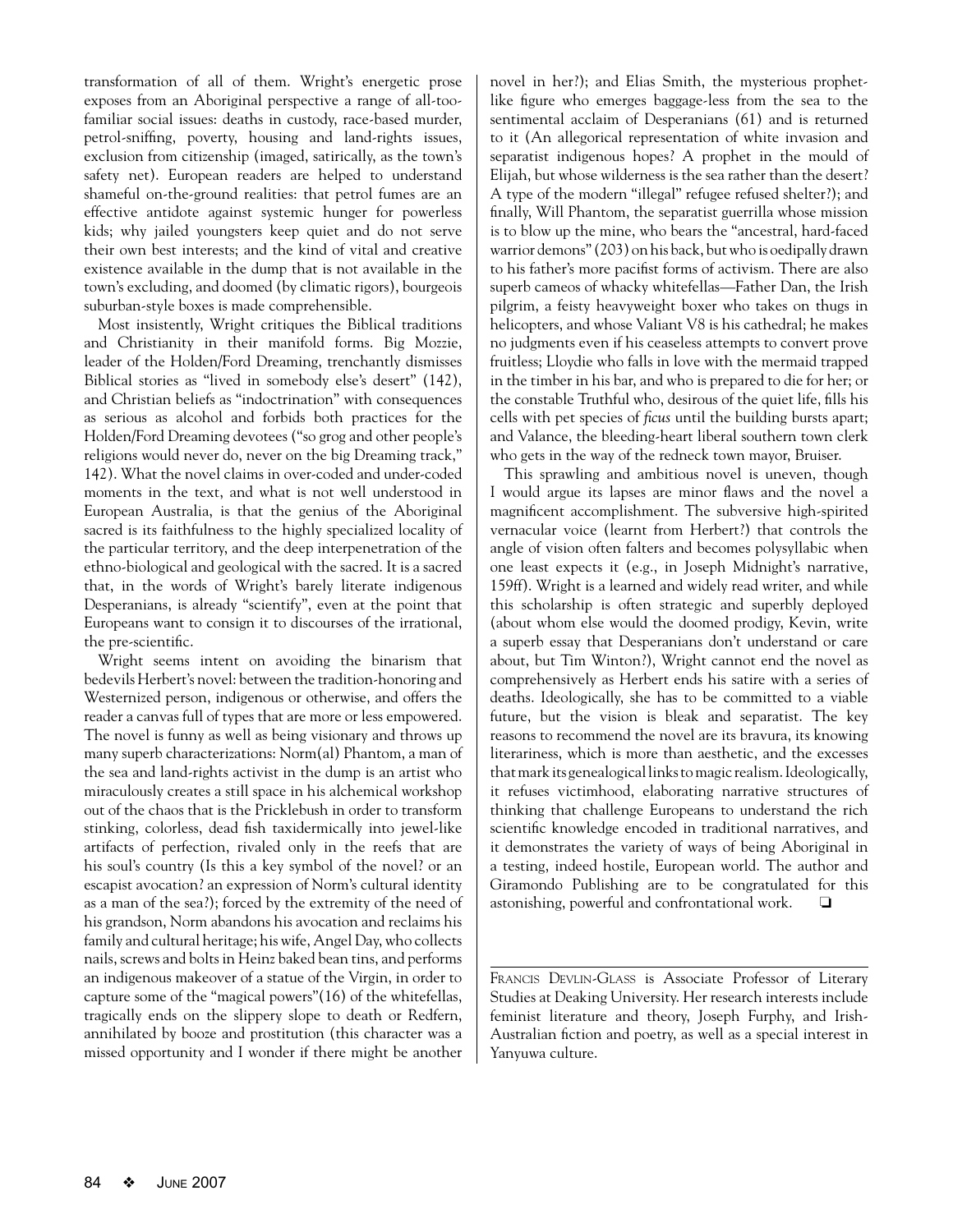transformation of all of them. Wright's energetic prose exposes from an Aboriginal perspective a range of all-too-familiar social issues: deaths in custody, race-based murder, petrol-sniffing, poverty, housing and land-rights issues, exclusion from citizenship (imaged, satirically, as the town's safety net). European readers are helped to understand shameful on-the-ground realities: that petrol fumes are an effective antidote against systemic hunger for powerless kids; why jailed youngsters keep quiet and do not serve their own best interests; and the kind of vital and creative existence available in the dump that is not available in the town's excluding, and doomed (by climatic rigors), bourgeois suburban-style boxes is made comprehensible.

Most insistently, Wright critiques the Biblical traditions and Christianity in their manifold forms. Big Mozzie, leader of the Holden/Ford Dreaming, trenchantly dismisses Biblical stories as "lived in somebody else's desert" (142), and Christian beliefs as "indoctrination" with consequences as serious as alcohol and forbids both practices for the Holden/Ford Dreaming devotees ("so grog and other people's religions would never do, never on the big Dreaming track," 142). What the novel claims in over-coded and under-coded moments in the text, and what is not well understood in European Australia, is that the genius of the Aboriginal sacred is its faithfulness to the highly specialized locality of the particular territory, and the deep interpenetration of the ethno-biological and geological with the sacred. It is a sacred that, in the words of Wright's barely literate indigenous Desperanians, is already "scientify", even at the point that Europeans want to consign it to discourses of the irrational, the pre-scientific.

Wright seems intent on avoiding the binarism that bedevils Herbert's novel: between the tradition-honoring and Westernized person, indigenous or otherwise, and offers the reader a canvas full of types that are more or less empowered. The novel is funny as well as being visionary and throws up many superb characterizations: Norm(al) Phantom, a man of the sea and land-rights activist in the dump is an artist who miraculously creates a still space in his alchemical workshop out of the chaos that is the Pricklebush in order to transform stinking, colorless, dead fish taxidermically into jewel-like artifacts of perfection, rivaled only in the reefs that are his soul's country (Is this a key symbol of the novel? or an escapist avocation? an expression of Norm's cultural identity as a man of the sea?); forced by the extremity of the need of his grandson, Norm abandons his avocation and reclaims his family and cultural heritage; his wife, Angel Day, who collects nails, screws and bolts in Heinz baked bean tins, and performs an indigenous makeover of a statue of the Virgin, in order to capture some of the "magical powers"(16) of the whitefellas, tragically ends on the slippery slope to death or Redfern, annihilated by booze and prostitution (this character was a missed opportunity and I wonder if there might be another novel in her?); and Elias Smith, the mysterious prophet-like figure who emerges baggage-less from the sea to the sentimental acclaim of Desperanians (61) and is returned to it (An allegorical representation of white invasion and separatist indigenous hopes? A prophet in the mould of Elijah, but whose wilderness is the sea rather than the desert? A type of the modern "illegal" refugee refused shelter?); and finally, Will Phantom, the separatist guerrilla whose mission is to blow up the mine, who bears the "ancestral, hard-faced warrior demons" (203) on his back, but who is oedipally drawn to his father's more pacifist forms of activism. There are also superb cameos of whacky whitefellas—Father Dan, the Irish pilgrim, a feisty heavyweight boxer who takes on thugs in helicopters, and whose Valiant V8 is his cathedral; he makes no judgments even if his ceaseless attempts to convert prove fruitless; Lloydie who falls in love with the mermaid trapped in the timber in his bar, and who is prepared to die for her; or the constable Truthful who, desirous of the quiet life, fills his cells with pet species of *ficus* until the building bursts apart; and Valance, the bleeding-heart liberal southern town clerk who gets in the way of the redneck town mayor, Bruiser.

This sprawling and ambitious novel is uneven, though I would argue its lapses are minor flaws and the novel a magnificent accomplishment. The subversive high-spirited vernacular voice (learnt from Herbert?) that controls the angle of vision often falters and becomes polysyllabic when one least expects it (e.g., in Joseph Midnight's narrative, 159ff). Wright is a learned and widely read writer, and while this scholarship is often strategic and superbly deployed (about whom else would the doomed prodigy, Kevin, write a superb essay that Desperanians don't understand or care about, but Tim Winton?), Wright cannot end the novel as comprehensively as Herbert ends his satire with a series of deaths. Ideologically, she has to be committed to a viable future, but the vision is bleak and separatist. The key reasons to recommend the novel are its bravura, its knowing literariness, which is more than aesthetic, and the excesses that mark its genealogical links to magic realism. Ideologically, it refuses victimhood, elaborating narrative structures of thinking that challenge Europeans to understand the rich scientific knowledge encoded in traditional narratives, and it demonstrates the variety of ways of being Aboriginal in a testing, indeed hostile, European world. The author and Giramondo Publishing are to be congratulated for this astonishing, powerful and confrontational work. ❏

---

Francis Devlin-Glass is Associate Professor of Literary Studies at Deaking University. Her research interests include feminist literature and theory, Joseph Furphy, and Irish-Australian fiction and poetry, as well as a special interest in Yanyuwa culture.